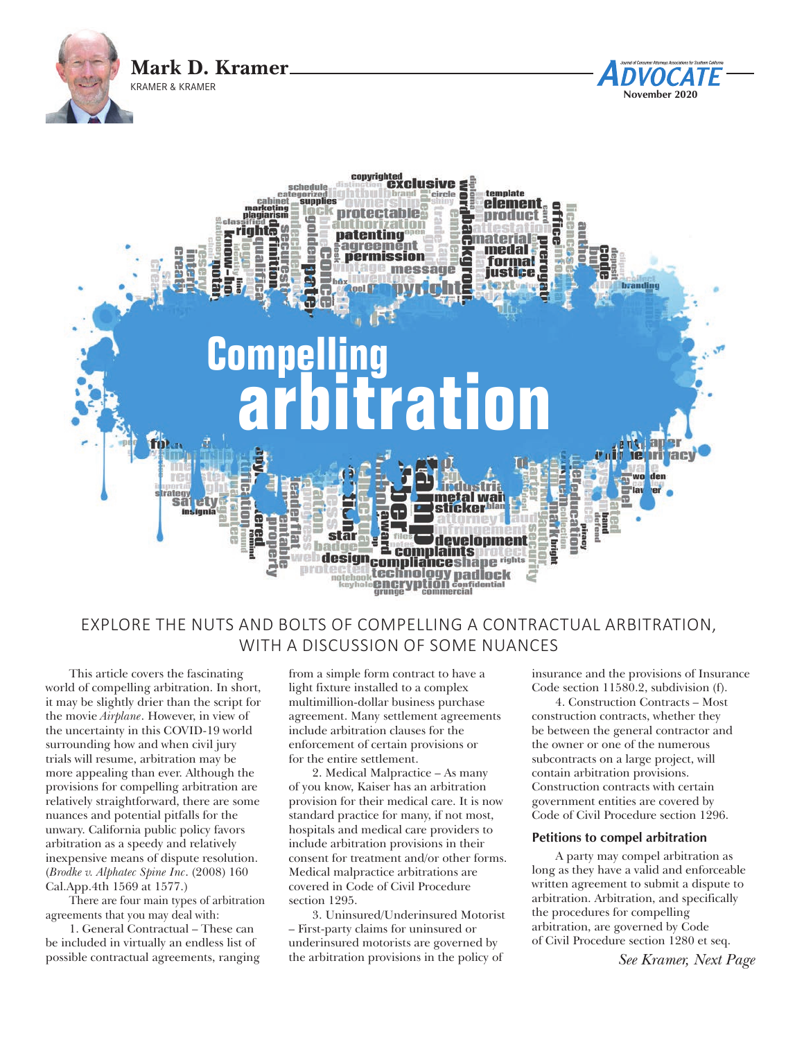Mark D. Kramer

KRAMER & KRAMER

# Compelling arbitration

EXPLORE THE NUTS AND BOLTS OF COMPELLING A CONTRACTUAL ARBITRATION, WITH A DISCUSSION OF SOME NUANCES

This article covers the fascinating world of compelling arbitration. In short, it may be slightly drier than the script for the movie *Airplane*. However, in view of the uncertainty in this COVID-19 world surrounding how and when civil jury trials will resume, arbitration may be more appealing than ever. Although the provisions for compelling arbitration are relatively straightforward, there are some nuances and potential pitfalls for the unwary. California public policy favors arbitration as a speedy and relatively inexpensive means of dispute resolution. (*Brodke v. Alphatec Spine Inc*. (2008) 160 Cal.App.4th 1569 at 1577.)

There are four main types of arbitration agreements that you may deal with:

1. General Contractual – These can be included in virtually an endless list of possible contractual agreements, ranging from a simple form contract to have a light fixture installed to a complex multimillion-dollar business purchase agreement. Many settlement agreements include arbitration clauses for the enforcement of certain provisions or for the entire settlement.

2. Medical Malpractice – As many of you know, Kaiser has an arbitration provision for their medical care. It is now standard practice for many, if not most, hospitals and medical care providers to include arbitration provisions in their consent for treatment and/or other forms. Medical malpractice arbitrations are covered in Code of Civil Procedure section 1295.

3. Uninsured/Underinsured Motorist – First-party claims for uninsured or underinsured motorists are governed by the arbitration provisions in the policy of insurance and the provisions of Insurance Code section 11580.2, subdivision (f).

4. Construction Contracts – Most construction contracts, whether they be between the general contractor and the owner or one of the numerous subcontracts on a large project, will contain arbitration provisions. Construction contracts with certain government entities are covered by Code of Civil Procedure section 1296.

### Petitions to compel arbitration

A party may compel arbitration as long as they have a valid and enforceable written agreement to submit a dispute to arbitration. Arbitration, and specifically the procedures for compelling arbitration, are governed by Code of Civil Procedure section 1280 et seq.

*See Kramer, Next Page*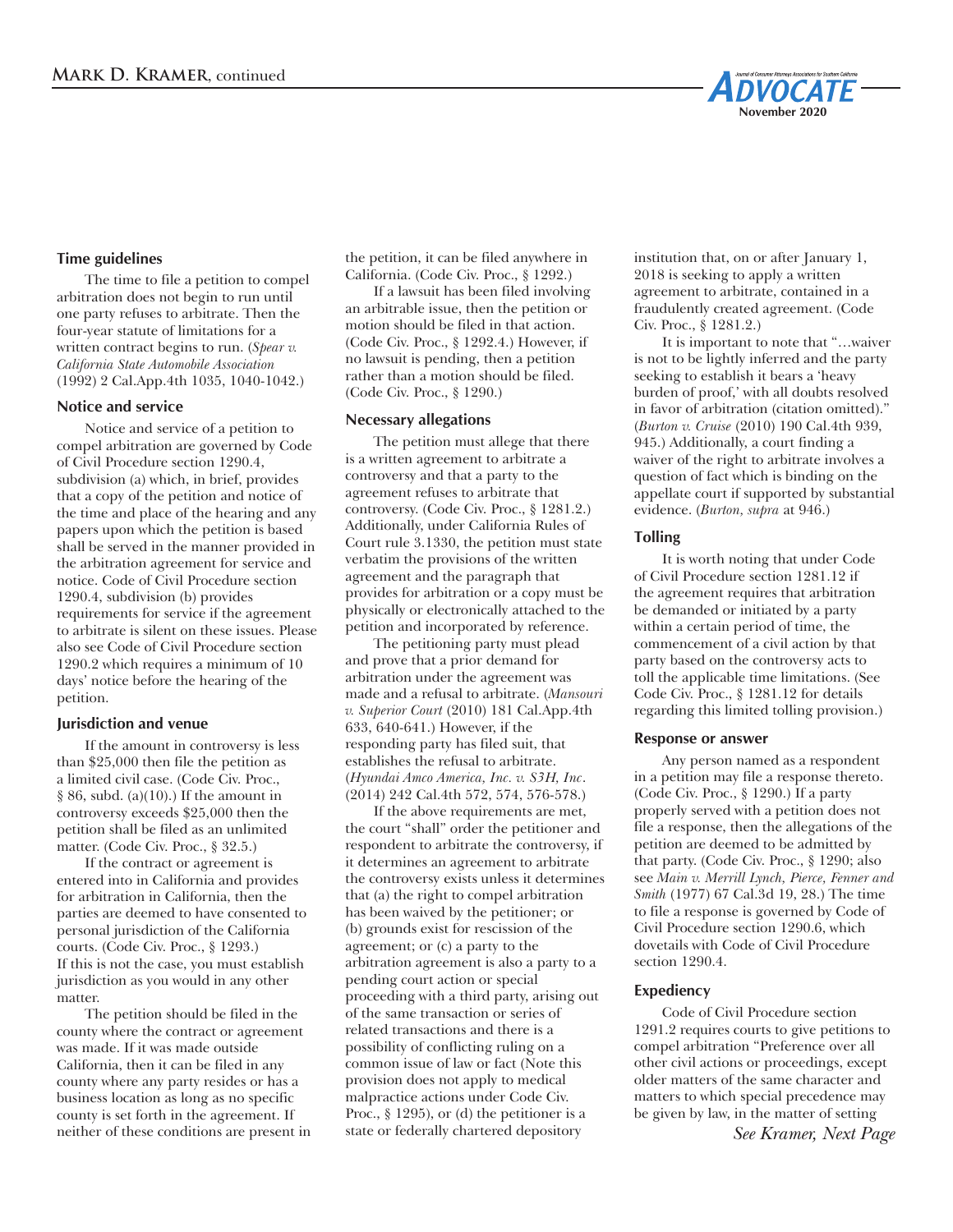### Time guidelines

The time to file a petition to compel arbitration does not begin to run until one party refuses to arbitrate. Then the four-year statute of limitations for a written contract begins to run. (*Spear v. California State Automobile Association* (1992) 2 Cal.App.4th 1035, 1040-1042.)

### Notice and service

Notice and service of a petition to compel arbitration are governed by Code of Civil Procedure section 1290.4, subdivision (a) which, in brief, provides that a copy of the petition and notice of the time and place of the hearing and any papers upon which the petition is based shall be served in the manner provided in the arbitration agreement for service and notice. Code of Civil Procedure section 1290.4, subdivision (b) provides requirements for service if the agreement to arbitrate is silent on these issues. Please also see Code of Civil Procedure section 1290.2 which requires a minimum of 10 days' notice before the hearing of the petition.

### Jurisdiction and venue

If the amount in controversy is less than $25,000 then file the petition as a limited civil case. (Code Civ. Proc., § 86, subd. (a)(10).) If the amount in controversy exceeds $25,000 then the petition shall be filed as an unlimited matter. (Code Civ. Proc., § 32.5.)

If the contract or agreement is entered into in California and provides for arbitration in California, then the parties are deemed to have consented to personal jurisdiction of the California courts. (Code Civ. Proc., § 1293.) If this is not the case, you must establish jurisdiction as you would in any other matter.

The petition should be filed in the county where the contract or agreement was made. If it was made outside California, then it can be filed in any county where any party resides or has a business location as long as no specific county is set forth in the agreement. If neither of these conditions are present in the petition, it can be filed anywhere in California. (Code Civ. Proc., § 1292.)

If a lawsuit has been filed involving an arbitrable issue, then the petition or motion should be filed in that action. (Code Civ. Proc., § 1292.4.) However, if no lawsuit is pending, then a petition rather than a motion should be filed. (Code Civ. Proc., § 1290.)

### Necessary allegations

The petition must allege that there is a written agreement to arbitrate a controversy and that a party to the agreement refuses to arbitrate that controversy. (Code Civ. Proc., § 1281.2.) Additionally, under California Rules of Court rule 3.1330, the petition must state verbatim the provisions of the written agreement and the paragraph that provides for arbitration or a copy must be physically or electronically attached to the petition and incorporated by reference.

The petitioning party must plead and prove that a prior demand for arbitration under the agreement was made and a refusal to arbitrate. (*Mansouri v. Superior Court* (2010) 181 Cal.App.4th 633, 640-641.) However, if the responding party has filed suit, that establishes the refusal to arbitrate. (*Hyundai Amco America, Inc. v. S3H, Inc*. (2014) 242 Cal.4th 572, 574, 576-578.)

If the above requirements are met, the court "shall" order the petitioner and respondent to arbitrate the controversy, if it determines an agreement to arbitrate the controversy exists unless it determines that (a) the right to compel arbitration has been waived by the petitioner; or (b) grounds exist for rescission of the agreement; or (c) a party to the arbitration agreement is also a party to a pending court action or special proceeding with a third party, arising out of the same transaction or series of related transactions and there is a possibility of conflicting ruling on a common issue of law or fact (Note this provision does not apply to medical malpractice actions under Code Civ. Proc., § 1295), or (d) the petitioner is a state or federally chartered depository institution that, on or after January 1, 2018 is seeking to apply a written agreement to arbitrate, contained in a fraudulently created agreement. (Code Civ. Proc., § 1281.2.)

It is important to note that "…waiver is not to be lightly inferred and the party seeking to establish it bears a 'heavy burden of proof,' with all doubts resolved in favor of arbitration (citation omitted)." (*Burton v. Cruise* (2010) 190 Cal.4th 939, 945.) Additionally, a court finding a waiver of the right to arbitrate involves a question of fact which is binding on the appellate court if supported by substantial evidence. (*Burton, supra* at 946.)

### Tolling

It is worth noting that under Code of Civil Procedure section 1281.12 if the agreement requires that arbitration be demanded or initiated by a party within a certain period of time, the commencement of a civil action by that party based on the controversy acts to toll the applicable time limitations. (See Code Civ. Proc., § 1281.12 for details regarding this limited tolling provision.)

### Response or answer

Any person named as a respondent in a petition may file a response thereto. (Code Civ. Proc., § 1290.) If a party properly served with a petition does not file a response, then the allegations of the petition are deemed to be admitted by that party. (Code Civ. Proc., § 1290; also see *Main v. Merrill Lynch, Pierce, Fenner and Smith* (1977) 67 Cal.3d 19, 28.) The time to file a response is governed by Code of Civil Procedure section 1290.6, which dovetails with Code of Civil Procedure section 1290.4.

### Expediency

Code of Civil Procedure section 1291.2 requires courts to give petitions to compel arbitration "Preference over all other civil actions or proceedings, except older matters of the same character and matters to which special precedence may be given by law, in the matter of setting

*See Kramer, Next Page*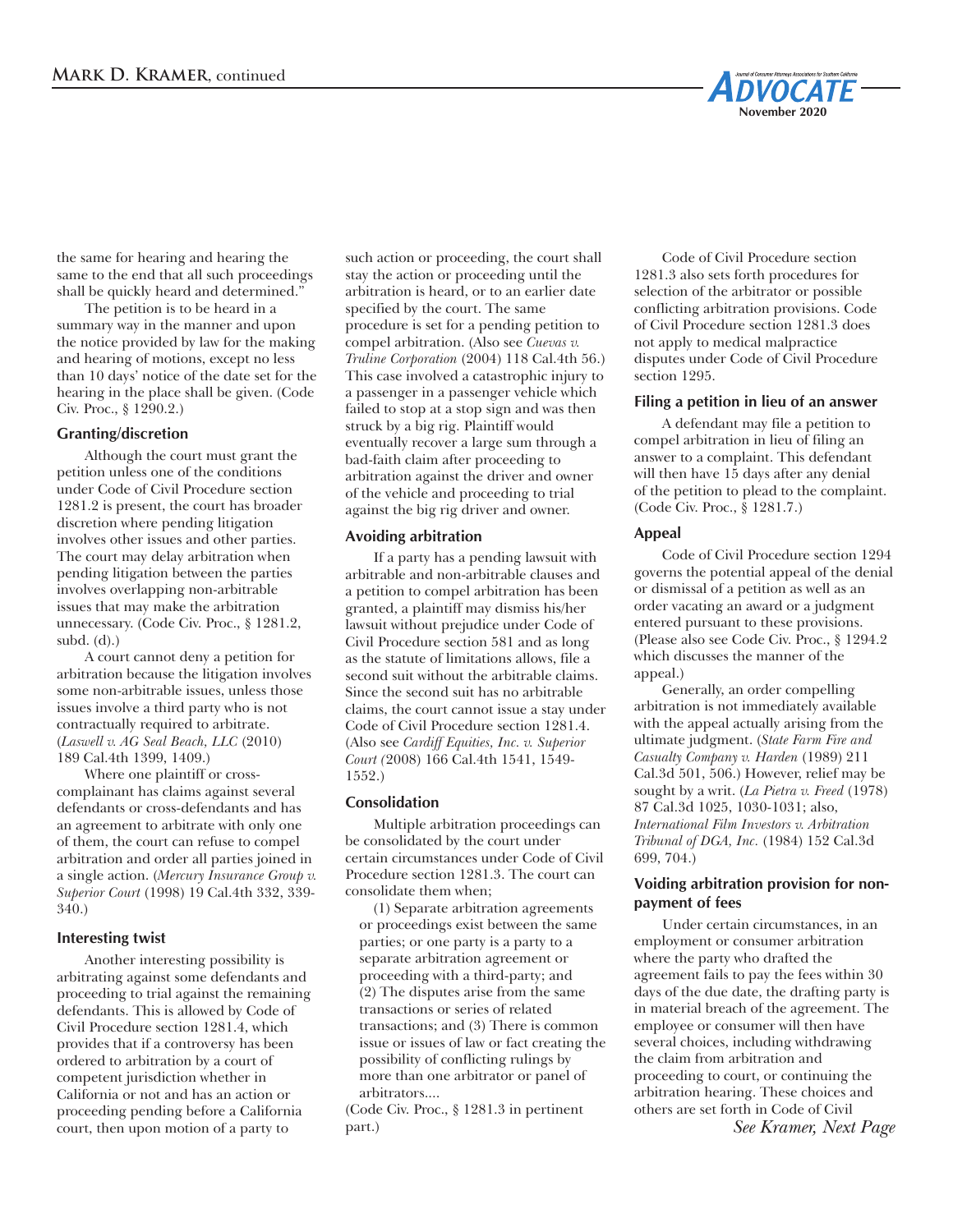the same for hearing and hearing the same to the end that all such proceedings shall be quickly heard and determined."

The petition is to be heard in a summary way in the manner and upon the notice provided by law for the making and hearing of motions, except no less than 10 days' notice of the date set for the hearing in the place shall be given. (Code Civ. Proc., § 1290.2.)

### Granting/discretion

Although the court must grant the petition unless one of the conditions under Code of Civil Procedure section 1281.2 is present, the court has broader discretion where pending litigation involves other issues and other parties. The court may delay arbitration when pending litigation between the parties involves overlapping non-arbitrable issues that may make the arbitration unnecessary. (Code Civ. Proc., § 1281.2, subd. (d).)

A court cannot deny a petition for arbitration because the litigation involves some non-arbitrable issues, unless those issues involve a third party who is not contractually required to arbitrate. (*Laswell v. AG Seal Beach, LLC* (2010) 189 Cal.4th 1399, 1409.)

Where one plaintiff or cross-complainant has claims against several defendants or cross-defendants and has an agreement to arbitrate with only one of them, the court can refuse to compel arbitration and order all parties joined in a single action. (*Mercury Insurance Group v. Superior Court* (1998) 19 Cal.4th 332, 339-340.)

### Interesting twist

Another interesting possibility is arbitrating against some defendants and proceeding to trial against the remaining defendants. This is allowed by Code of Civil Procedure section 1281.4, which provides that if a controversy has been ordered to arbitration by a court of competent jurisdiction whether in California or not and has an action or proceeding pending before a California court, then upon motion of a party to such action or proceeding, the court shall stay the action or proceeding until the arbitration is heard, or to an earlier date specified by the court. The same procedure is set for a pending petition to compel arbitration. (Also see *Cuevas v. Truline Corporation* (2004) 118 Cal.4th 56.) This case involved a catastrophic injury to a passenger in a passenger vehicle which failed to stop at a stop sign and was then struck by a big rig. Plaintiff would eventually recover a large sum through a bad-faith claim after proceeding to arbitration against the driver and owner of the vehicle and proceeding to trial against the big rig driver and owner.

### Avoiding arbitration

If a party has a pending lawsuit with arbitrable and non-arbitrable clauses and a petition to compel arbitration has been granted, a plaintiff may dismiss his/her lawsuit without prejudice under Code of Civil Procedure section 581 and as long as the statute of limitations allows, file a second suit without the arbitrable claims. Since the second suit has no arbitrable claims, the court cannot issue a stay under Code of Civil Procedure section 1281.4. (Also see *Cardiff Equities, Inc. v. Superior Court (*2008) 166 Cal.4th 1541, 1549-1552.)

### Consolidation

Multiple arbitration proceedings can be consolidated by the court under certain circumstances under Code of Civil Procedure section 1281.3. The court can consolidate them when;

> (1) Separate arbitration agreements or proceedings exist between the same parties; or one party is a party to a separate arbitration agreement or proceeding with a third-party; and (2) The disputes arise from the same transactions or series of related transactions; and (3) There is common issue or issues of law or fact creating the possibility of conflicting rulings by more than one arbitrator or panel of arbitrators....

(Code Civ. Proc., § 1281.3 in pertinent part.)

Code of Civil Procedure section 1281.3 also sets forth procedures for selection of the arbitrator or possible conflicting arbitration provisions. Code of Civil Procedure section 1281.3 does not apply to medical malpractice disputes under Code of Civil Procedure section 1295.

### Filing a petition in lieu of an answer

A defendant may file a petition to compel arbitration in lieu of filing an answer to a complaint. This defendant will then have 15 days after any denial of the petition to plead to the complaint. (Code Civ. Proc., § 1281.7.)

### Appeal

Code of Civil Procedure section 1294 governs the potential appeal of the denial or dismissal of a petition as well as an order vacating an award or a judgment entered pursuant to these provisions. (Please also see Code Civ. Proc., § 1294.2 which discusses the manner of the appeal.)

Generally, an order compelling arbitration is not immediately available with the appeal actually arising from the ultimate judgment. (*State Farm Fire and Casualty Company v. Harden* (1989) 211 Cal.3d 501, 506.) However, relief may be sought by a writ. (*La Pietra v. Freed* (1978) 87 Cal.3d 1025, 1030-1031; also, *International Film Investors v. Arbitration Tribunal of DGA, Inc.* (1984) 152 Cal.3d 699, 704.)

### Voiding arbitration provision for non-payment of fees

Under certain circumstances, in an employment or consumer arbitration where the party who drafted the agreement fails to pay the fees within 30 days of the due date, the drafting party is in material breach of the agreement. The employee or consumer will then have several choices, including withdrawing the claim from arbitration and proceeding to court, or continuing the arbitration hearing. These choices and others are set forth in Code of Civil

*See Kramer, Next Page*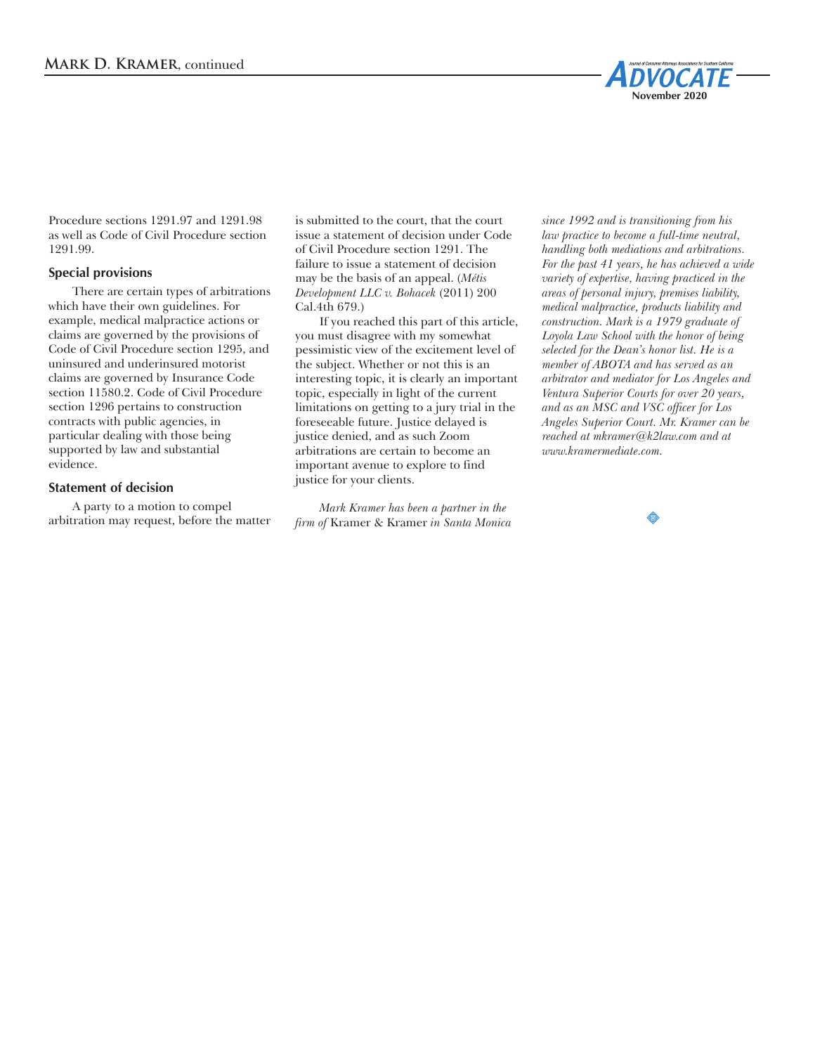Procedure sections 1291.97 and 1291.98 as well as Code of Civil Procedure section 1291.99.

### Special provisions

There are certain types of arbitrations which have their own guidelines. For example, medical malpractice actions or claims are governed by the provisions of Code of Civil Procedure section 1295, and uninsured and underinsured motorist claims are governed by Insurance Code section 11580.2. Code of Civil Procedure section 1296 pertains to construction contracts with public agencies, in particular dealing with those being supported by law and substantial evidence.

### Statement of decision

A party to a motion to compel arbitration may request, before the matter is submitted to the court, that the court issue a statement of decision under Code of Civil Procedure section 1291. The failure to issue a statement of decision may be the basis of an appeal. (*Métis Development LLC v. Bohacek* (2011) 200 Cal.4th 679.)

If you reached this part of this article, you must disagree with my somewhat pessimistic view of the excitement level of the subject. Whether or not this is an interesting topic, it is clearly an important topic, especially in light of the current limitations on getting to a jury trial in the foreseeable future. Justice delayed is justice denied, and as such Zoom arbitrations are certain to become an important avenue to explore to find justice for your clients.

*Mark Kramer has been a partner in the firm of* Kramer & Kramer *in Santa Monica since 1992 and is transitioning from his law practice to become a full-time neutral, handling both mediations and arbitrations. For the past 41 years, he has achieved a wide variety of expertise, having practiced in the areas of personal injury, premises liability, medical malpractice, products liability and construction. Mark is a 1979 graduate of Loyola Law School with the honor of being selected for the Dean's honor list. He is a member of ABOTA and has served as an arbitrator and mediator for Los Angeles and Ventura Superior Courts for over 20 years, and as an MSC and VSC officer for Los Angeles Superior Court. Mr. Kramer can be reached at mkramer@k2law.com and at www.kramermediate.com.*